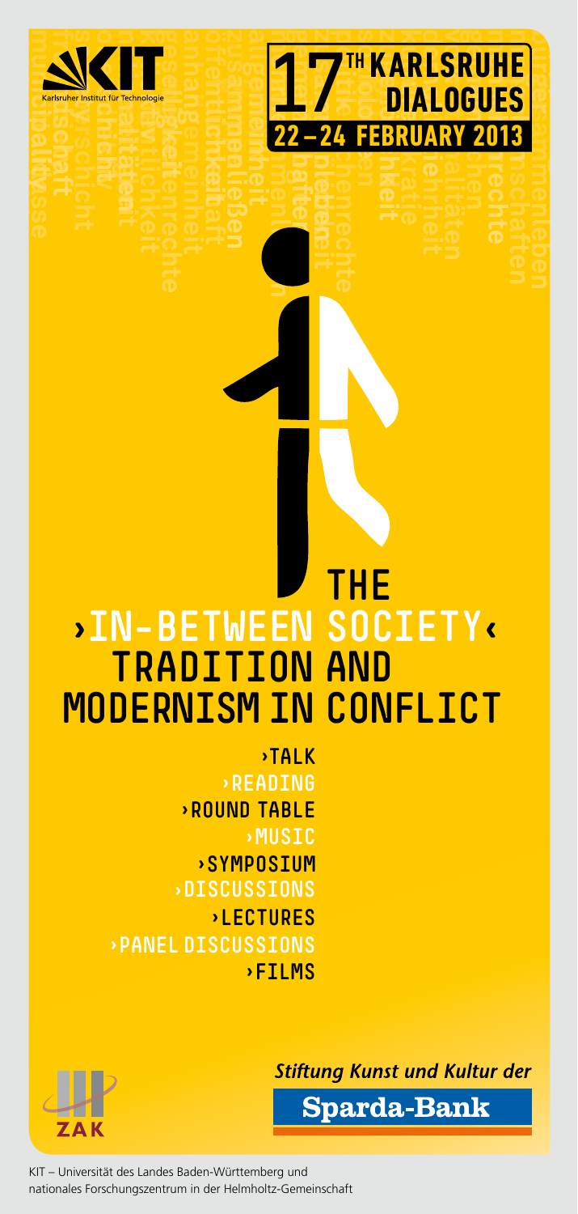KIT Karlsruher Institut für Technologie

# 17TH KARLSRUHE DIALOGUES

## 22–24 FEBRUARY 2013

# THE ›IN-BETWEEN SOCIETY‹ TRADITION AND MODERNISM IN CONFLICT

›TALK
›READING
›ROUND TABLE
›MUSIC
›SYMPOSIUM
›DISCUSSIONS
›LECTURES
›PANEL DISCUSSIONS
›FILMS

ZAK

*Stiftung Kunst und Kultur der* **Sparda-Bank**

KIT – Universität des Landes Baden-Württemberg und nationales Forschungszentrum in der Helmholtz-Gemeinschaft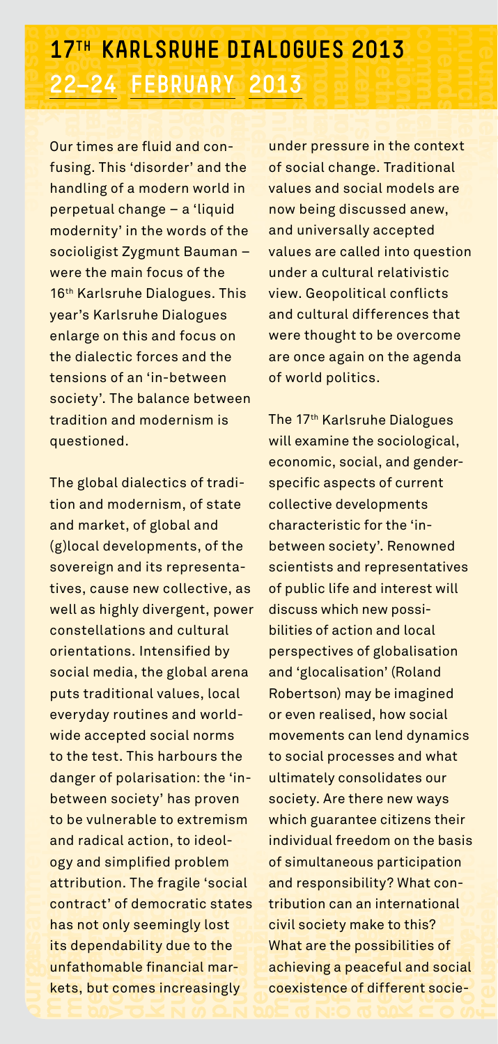# 17th KARLSRUHE DIALOGUES 2013

## 22–24 FEBRUARY 2013

Our times are fluid and confusing. This 'disorder' and the handling of a modern world in perpetual change – a 'liquid modernity' in the words of the socioligist Zygmunt Bauman – were the main focus of the 16th Karlsruhe Dialogues. This year's Karlsruhe Dialogues enlarge on this and focus on the dialectic forces and the tensions of an 'in-between society'. The balance between tradition and modernism is questioned.

The global dialectics of tradition and modernism, of state and market, of global and (g)local developments, of the sovereign and its representatives, cause new collective, as well as highly divergent, power constellations and cultural orientations. Intensified by social media, the global arena puts traditional values, local everyday routines and worldwide accepted social norms to the test. This harbours the danger of polarisation: the 'in-between society' has proven to be vulnerable to extremism and radical action, to ideology and simplified problem attribution. The fragile 'social contract' of democratic states has not only seemingly lost its dependability due to the unfathomable financial markets, but comes increasingly under pressure in the context of social change. Traditional values and social models are now being discussed anew, and universally accepted values are called into question under a cultural relativistic view. Geopolitical conflicts and cultural differences that were thought to be overcome are once again on the agenda of world politics.

The 17th Karlsruhe Dialogues will examine the sociological, economic, social, and gender-specific aspects of current collective developments characteristic for the 'in-between society'. Renowned scientists and representatives of public life and interest will discuss which new possibilities of action and local perspectives of globalisation and 'glocalisation' (Roland Robertson) may be imagined or even realised, how social movements can lend dynamics to social processes and what ultimately consolidates our society. Are there new ways which guarantee citizens their individual freedom on the basis of simultaneous participation and responsibility? What contribution can an international civil society make to this? What are the possibilities of achieving a peaceful and social coexistence of different socie-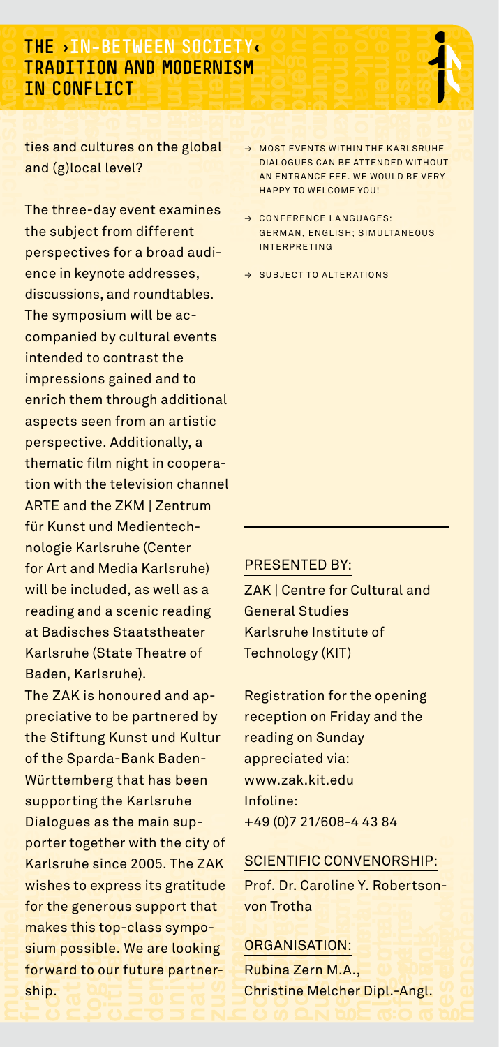# THE ›IN-BETWEEN SOCIETY‹ TRADITION AND MODERNISM IN CONFLICT

ties and cultures on the global and (g)local level?

The three-day event examines the subject from different perspectives for a broad audience in keynote addresses, discussions, and roundtables. The symposium will be accompanied by cultural events intended to contrast the impressions gained and to enrich them through additional aspects seen from an artistic perspective. Additionally, a thematic film night in cooperation with the television channel ARTE and the ZKM | Zentrum für Kunst und Medientechnologie Karlsruhe (Center for Art and Media Karlsruhe) will be included, as well as a reading and a scenic reading at Badisches Staatstheater Karlsruhe (State Theatre of Baden, Karlsruhe).

The ZAK is honoured and appreciative to be partnered by the Stiftung Kunst und Kultur of the Sparda-Bank Baden-Württemberg that has been supporting the Karlsruhe Dialogues as the main supporter together with the city of Karlsruhe since 2005. The ZAK wishes to express its gratitude for the generous support that makes this top-class symposium possible. We are looking forward to our future partnership.

- → MOST EVENTS WITHIN THE KARLSRUHE DIALOGUES CAN BE ATTENDED WITHOUT AN ENTRANCE FEE. WE WOULD BE VERY HAPPY TO WELCOME YOU!
- → CONFERENCE LANGUAGES: GERMAN, ENGLISH; SIMULTANEOUS INTERPRETING
- → SUBJECT TO ALTERATIONS

PRESENTED BY:

ZAK | Centre for Cultural and General Studies
Karlsruhe Institute of Technology (KIT)

Registration for the opening reception on Friday and the reading on Sunday appreciated via:
www.zak.kit.edu
Infoline:
+49 (0)7 21/608-4 43 84

SCIENTIFIC CONVENORSHIP:

Prof. Dr. Caroline Y. Robertson-von Trotha

ORGANISATION:

Rubina Zern M.A.,
Christine Melcher Dipl.-Angl.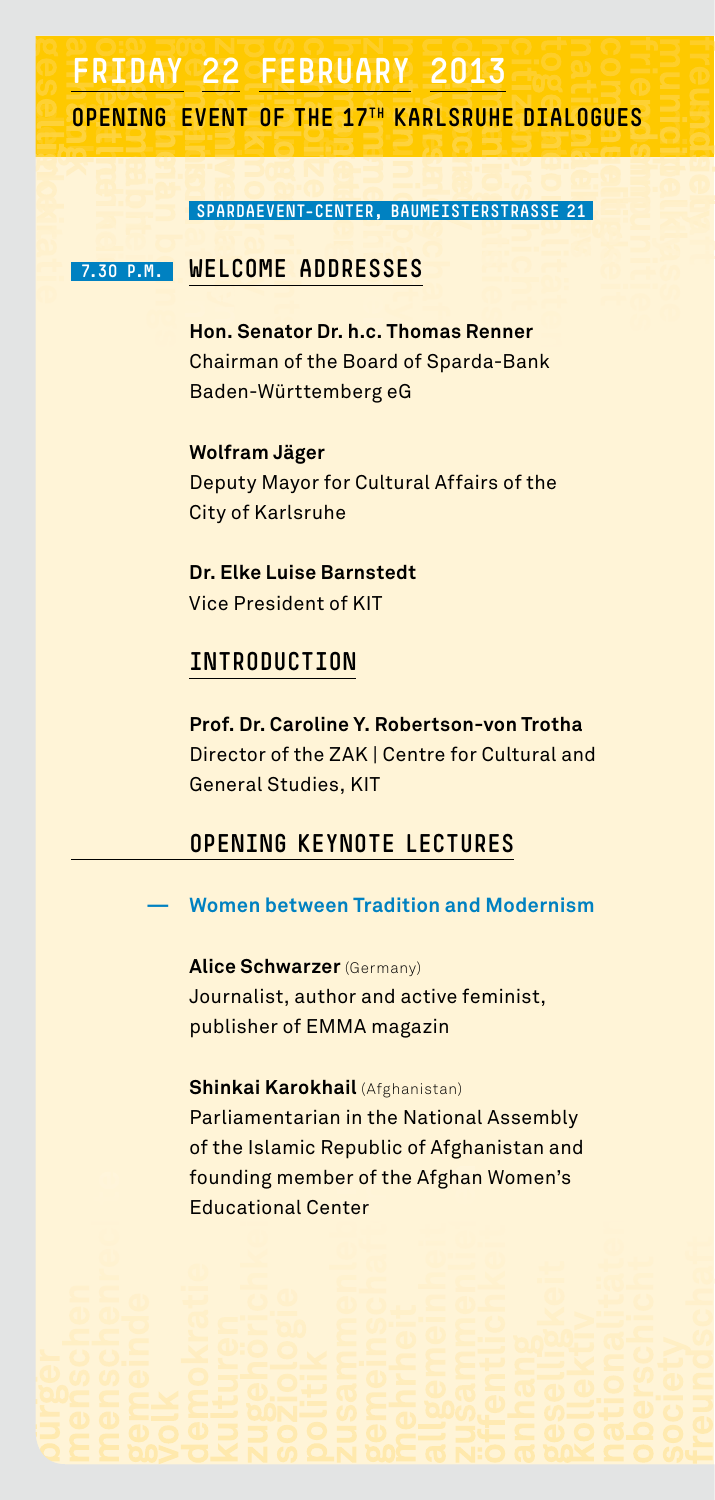# FRIDAY 22 FEBRUARY 2013

## OPENING EVENT OF THE 17TH KARLSRUHE DIALOGUES

SPARDAEVENT-CENTER, BAUMEISTERSTRASSE 21

7.30 P.M.

### WELCOME ADDRESSES

**Hon. Senator Dr. h.c. Thomas Renner**
Chairman of the Board of Sparda-Bank Baden-Württemberg eG

**Wolfram Jäger**
Deputy Mayor for Cultural Affairs of the City of Karlsruhe

**Dr. Elke Luise Barnstedt**
Vice President of KIT

### INTRODUCTION

**Prof. Dr. Caroline Y. Robertson-von Trotha**
Director of the ZAK | Centre for Cultural and General Studies, KIT

### OPENING KEYNOTE LECTURES

— **Women between Tradition and Modernism**

**Alice Schwarzer** (Germany)
Journalist, author and active feminist, publisher of EMMA magazin

**Shinkai Karokhail** (Afghanistan)
Parliamentarian in the National Assembly of the Islamic Republic of Afghanistan and founding member of the Afghan Women's Educational Center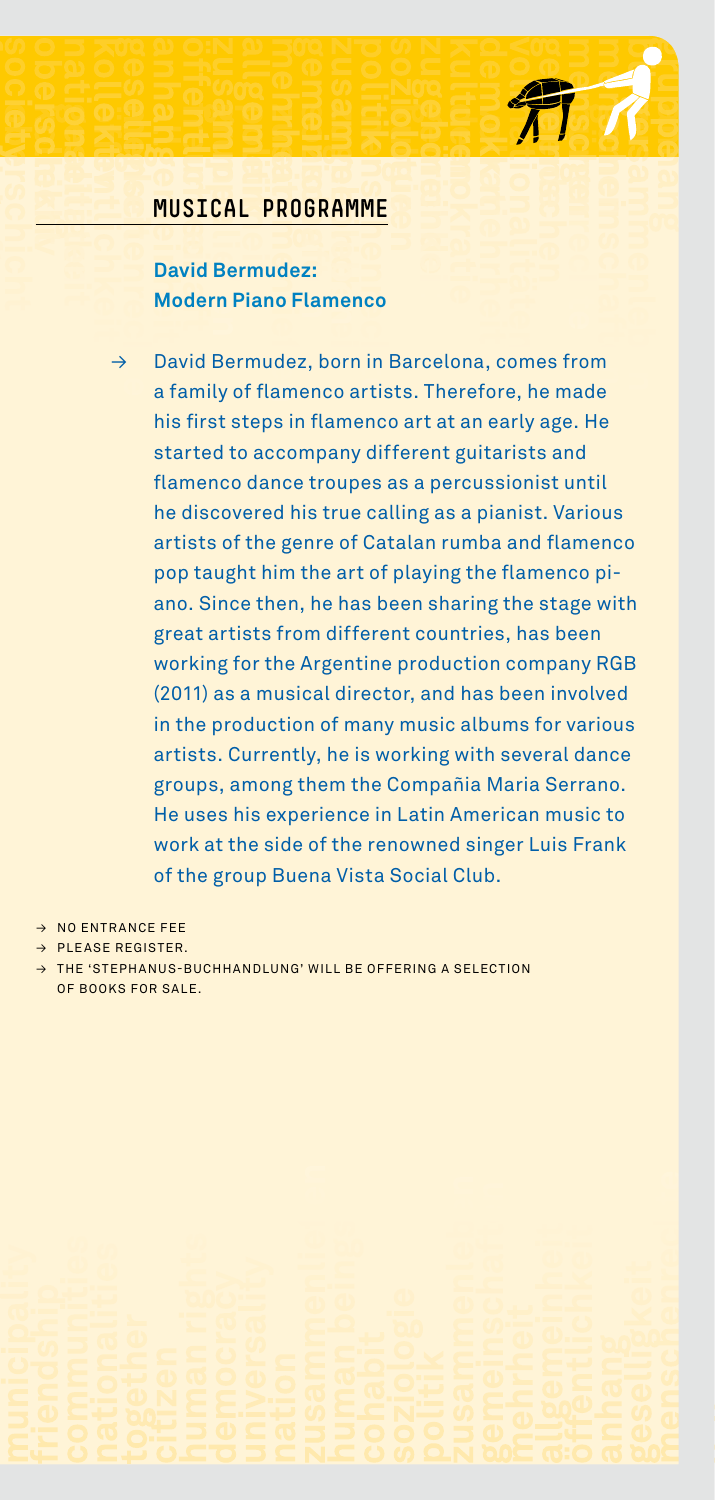## MUSICAL PROGRAMME

**David Bermudez:**
**Modern Piano Flamenco**

→ David Bermudez, born in Barcelona, comes from a family of flamenco artists. Therefore, he made his first steps in flamenco art at an early age. He started to accompany different guitarists and flamenco dance troupes as a percussionist until he discovered his true calling as a pianist. Various artists of the genre of Catalan rumba and flamenco pop taught him the art of playing the flamenco piano. Since then, he has been sharing the stage with great artists from different countries, has been working for the Argentine production company RGB (2011) as a musical director, and has been involved in the production of many music albums for various artists. Currently, he is working with several dance groups, among them the Compañia Maria Serrano. He uses his experience in Latin American music to work at the side of the renowned singer Luis Frank of the group Buena Vista Social Club.

→ NO ENTRANCE FEE
→ PLEASE REGISTER.
→ THE 'STEPHANUS-BUCHHANDLUNG' WILL BE OFFERING A SELECTION OF BOOKS FOR SALE.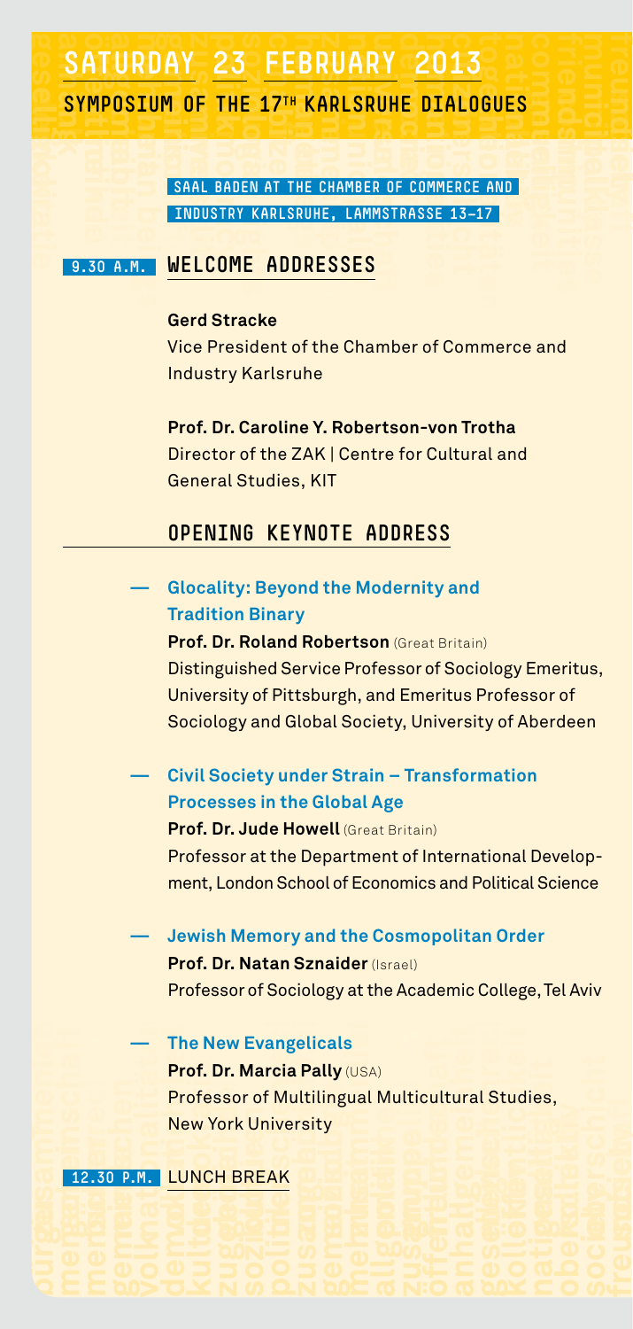# SATURDAY 23 FEBRUARY 2013

## SYMPOSIUM OF THE 17TH KARLSRUHE DIALOGUES

SAAL BADEN AT THE CHAMBER OF COMMERCE AND INDUSTRY KARLSRUHE, LAMMSTRASSE 13–17

### 9.30 A.M. WELCOME ADDRESSES

**Gerd Stracke**
Vice President of the Chamber of Commerce and Industry Karlsruhe

**Prof. Dr. Caroline Y. Robertson-von Trotha**
Director of the ZAK | Centre for Cultural and General Studies, KIT

### OPENING KEYNOTE ADDRESS

— **Glocality: Beyond the Modernity and Tradition Binary**
**Prof. Dr. Roland Robertson** (Great Britain)
Distinguished Service Professor of Sociology Emeritus, University of Pittsburgh, and Emeritus Professor of Sociology and Global Society, University of Aberdeen

— **Civil Society under Strain – Transformation Processes in the Global Age**
**Prof. Dr. Jude Howell** (Great Britain)
Professor at the Department of International Development, London School of Economics and Political Science

— **Jewish Memory and the Cosmopolitan Order**
**Prof. Dr. Natan Sznaider** (Israel)
Professor of Sociology at the Academic College, Tel Aviv

— **The New Evangelicals**
**Prof. Dr. Marcia Pally** (USA)
Professor of Multilingual Multicultural Studies, New York University

### 12.30 P.M. LUNCH BREAK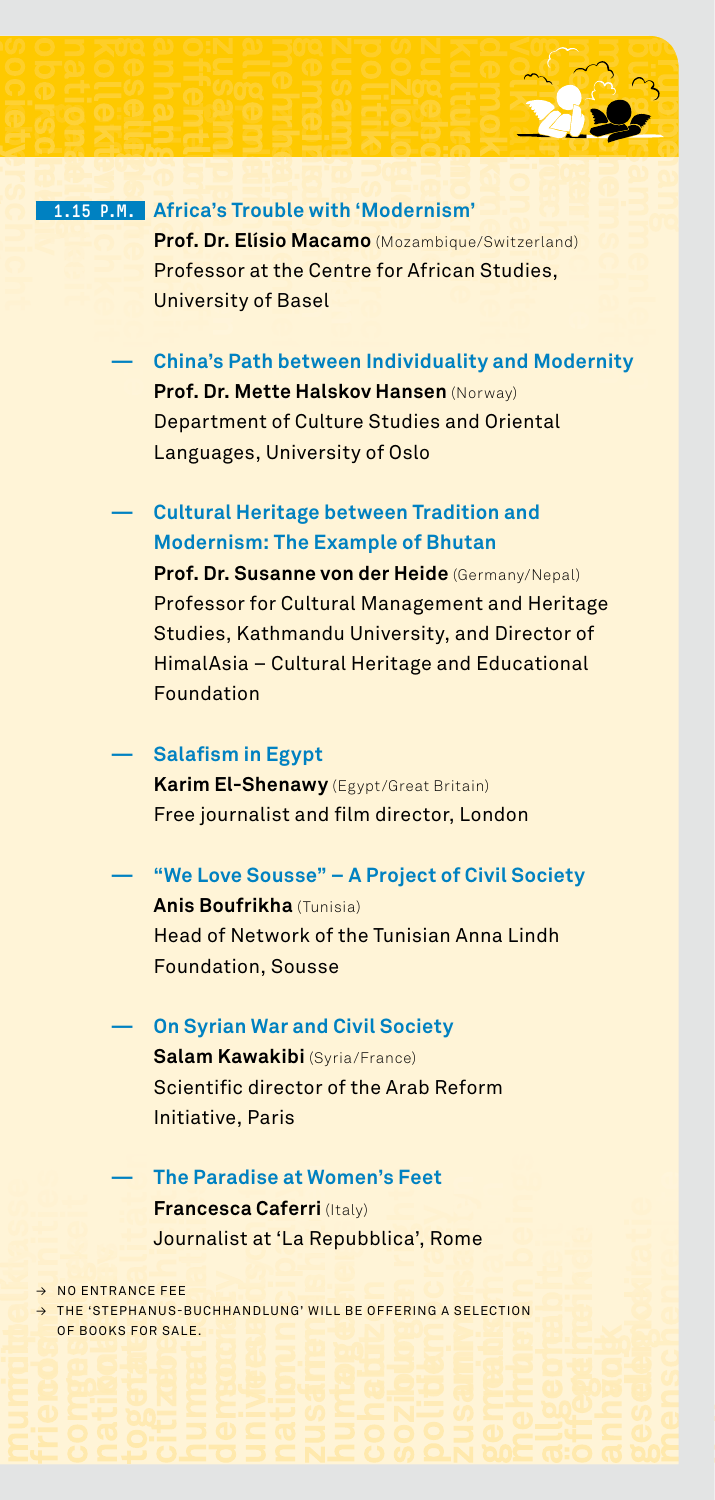**1.15 P.M.** **Africa's Trouble with 'Modernism'**
**Prof. Dr. Elísio Macamo** (Mozambique/Switzerland)
Professor at the Centre for African Studies, University of Basel

— **China's Path between Individuality and Modernity**
**Prof. Dr. Mette Halskov Hansen** (Norway)
Department of Culture Studies and Oriental Languages, University of Oslo

— **Cultural Heritage between Tradition and Modernism: The Example of Bhutan**
**Prof. Dr. Susanne von der Heide** (Germany/Nepal)
Professor for Cultural Management and Heritage Studies, Kathmandu University, and Director of HimalAsia – Cultural Heritage and Educational Foundation

— **Salafism in Egypt**
**Karim El-Shenawy** (Egypt/Great Britain)
Free journalist and film director, London

— **"We Love Sousse" – A Project of Civil Society**
**Anis Boufrikha** (Tunisia)
Head of Network of the Tunisian Anna Lindh Foundation, Sousse

— **On Syrian War and Civil Society**
**Salam Kawakibi** (Syria/France)
Scientific director of the Arab Reform Initiative, Paris

— **The Paradise at Women's Feet**
**Francesca Caferri** (Italy)
Journalist at 'La Repubblica', Rome

→ NO ENTRANCE FEE
→ THE 'STEPHANUS-BUCHHANDLUNG' WILL BE OFFERING A SELECTION OF BOOKS FOR SALE.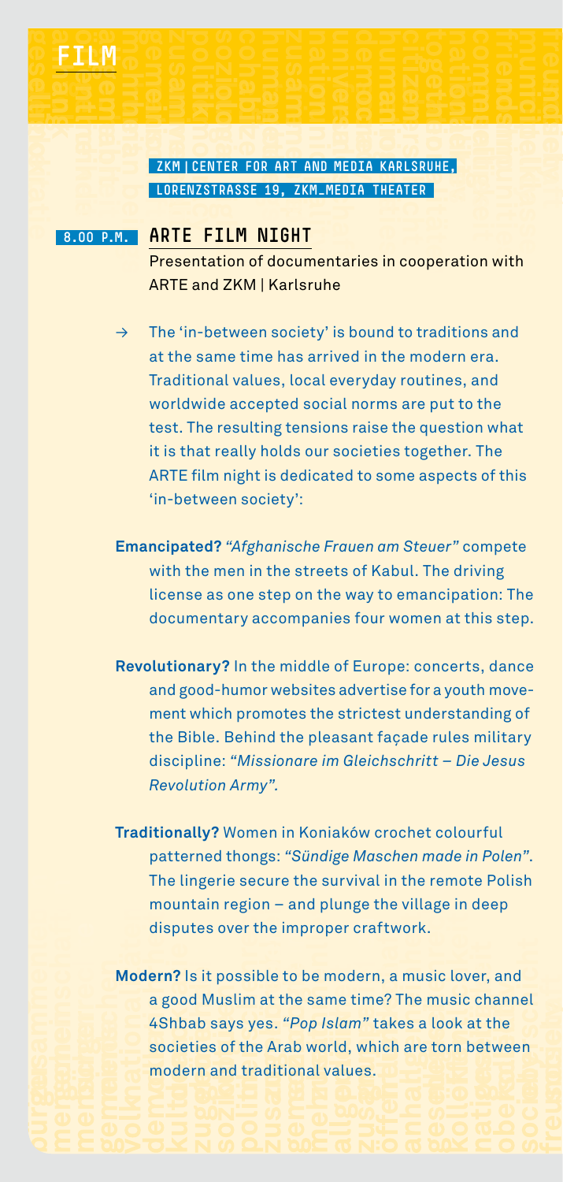# FILM

ZKM | CENTER FOR ART AND MEDIA KARLSRUHE,
LORENZSTRASSE 19, ZKM_MEDIA THEATER

8.00 P.M. **ARTE FILM NIGHT**

Presentation of documentaries in cooperation with ARTE and ZKM | Karlsruhe

→ The 'in-between society' is bound to traditions and at the same time has arrived in the modern era. Traditional values, local everyday routines, and worldwide accepted social norms are put to the test. The resulting tensions raise the question what it is that really holds our societies together. The ARTE film night is dedicated to some aspects of this 'in-between society':

**Emancipated?** *"Afghanische Frauen am Steuer"* compete with the men in the streets of Kabul. The driving license as one step on the way to emancipation: The documentary accompanies four women at this step.

**Revolutionary?** In the middle of Europe: concerts, dance and good-humor websites advertise for a youth movement which promotes the strictest understanding of the Bible. Behind the pleasant façade rules military discipline: *"Missionare im Gleichschritt – Die Jesus Revolution Army".*

**Traditionally?** Women in Koniaków crochet colourful patterned thongs: *"Sündige Maschen made in Polen".* The lingerie secure the survival in the remote Polish mountain region – and plunge the village in deep disputes over the improper craftwork.

**Modern?** Is it possible to be modern, a music lover, and a good Muslim at the same time? The music channel 4Shbab says yes. *"Pop Islam"* takes a look at the societies of the Arab world, which are torn between modern and traditional values.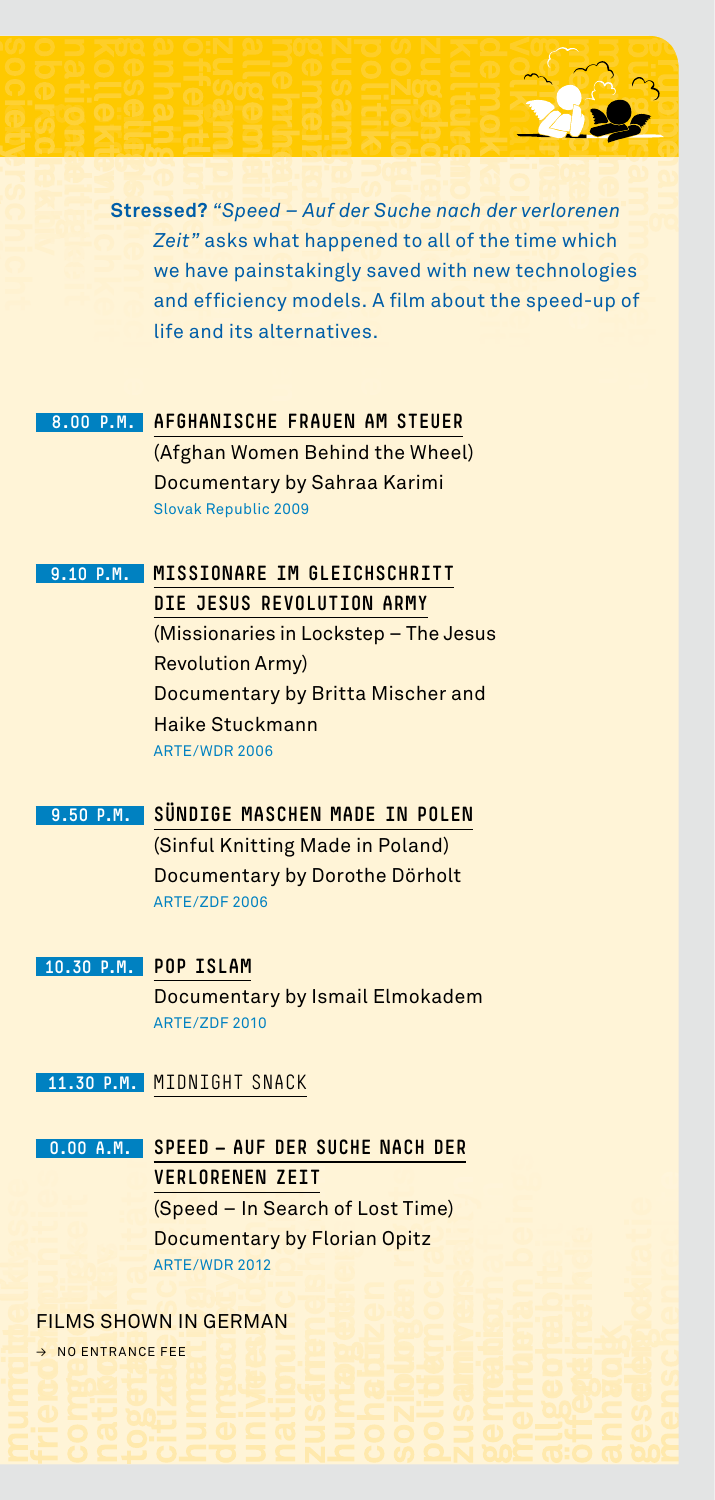**Stressed?** *"Speed – Auf der Suche nach der verlorenen Zeit"* asks what happened to all of the time which we have painstakingly saved with new technologies and efficiency models. A film about the speed-up of life and its alternatives.

**8.00 P.M.** **AFGHANISCHE FRAUEN AM STEUER**
(Afghan Women Behind the Wheel)
Documentary by Sahraa Karimi
Slovak Republic 2009

**9.10 P.M.** **MISSIONARE IM GLEICHSCHRITT DIE JESUS REVOLUTION ARMY**
(Missionaries in Lockstep – The Jesus Revolution Army)
Documentary by Britta Mischer and Haike Stuckmann
ARTE/WDR 2006

**9.50 P.M.** **SÜNDIGE MASCHEN MADE IN POLEN**
(Sinful Knitting Made in Poland)
Documentary by Dorothe Dörholt
ARTE/ZDF 2006

**10.30 P.M.** **POP ISLAM**
Documentary by Ismail Elmokadem
ARTE/ZDF 2010

**11.30 P.M.** MIDNIGHT SNACK

**0.00 A.M.** **SPEED – AUF DER SUCHE NACH DER VERLORENEN ZEIT**
(Speed – In Search of Lost Time)
Documentary by Florian Opitz
ARTE/WDR 2012

FILMS SHOWN IN GERMAN

→ NO ENTRANCE FEE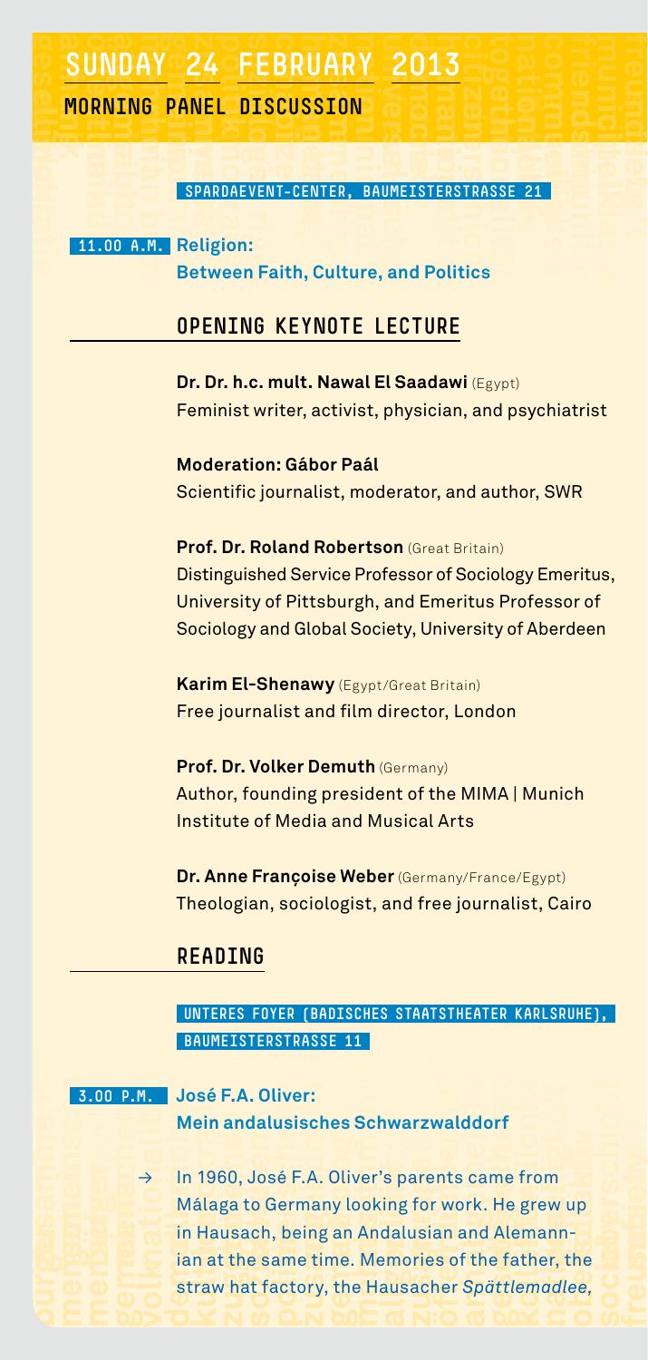# SUNDAY 24 FEBRUARY 2013

## MORNING PANEL DISCUSSION

SPARDAEVENT-CENTER, BAUMEISTERSTRASSE 21

**11.00 A.M.** **Religion: Between Faith, Culture, and Politics**

### OPENING KEYNOTE LECTURE

**Dr. Dr. h.c. mult. Nawal El Saadawi** (Egypt)
Feminist writer, activist, physician, and psychiatrist

**Moderation: Gábor Paál**
Scientific journalist, moderator, and author, SWR

**Prof. Dr. Roland Robertson** (Great Britain)
Distinguished Service Professor of Sociology Emeritus, University of Pittsburgh, and Emeritus Professor of Sociology and Global Society, University of Aberdeen

**Karim El-Shenawy** (Egypt/Great Britain)
Free journalist and film director, London

**Prof. Dr. Volker Demuth** (Germany)
Author, founding president of the MIMA | Munich Institute of Media and Musical Arts

**Dr. Anne Françoise Weber** (Germany/France/Egypt)
Theologian, sociologist, and free journalist, Cairo

### READING

UNTERES FOYER (BADISCHES STAATSTHEATER KARLSRUHE), BAUMEISTERSTRASSE 11

**3.00 P.M.** **José F.A. Oliver: Mein andalusisches Schwarzwalddorf**

→ In 1960, José F.A. Oliver's parents came from Málaga to Germany looking for work. He grew up in Hausach, being an Andalusian and Alemannian at the same time. Memories of the father, the straw hat factory, the Hausacher *Spättlemadlee,*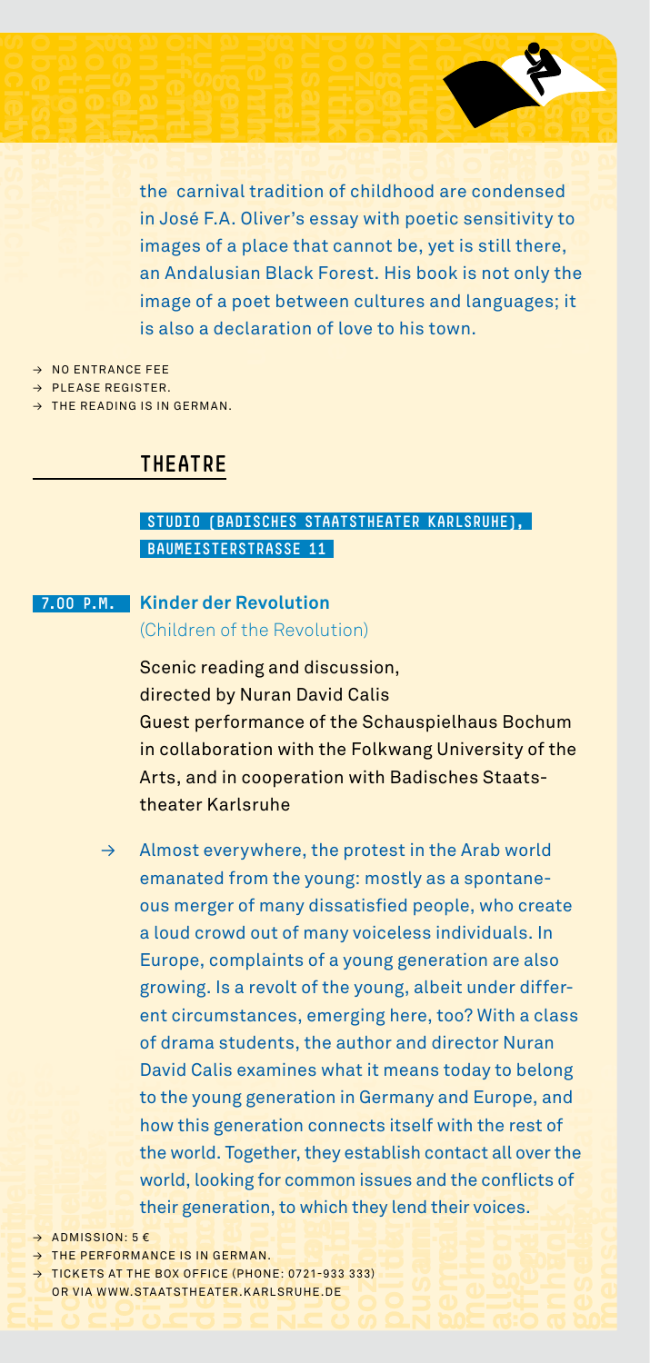the carnival tradition of childhood are condensed in José F.A. Oliver's essay with poetic sensitivity to images of a place that cannot be, yet is still there, an Andalusian Black Forest. His book is not only the image of a poet between cultures and languages; it is also a declaration of love to his town.

→ NO ENTRANCE FEE
→ PLEASE REGISTER.
→ THE READING IS IN GERMAN.

## THEATRE

**STUDIO (BADISCHES STAATSTHEATER KARLSRUHE), BAUMEISTERSTRASSE 11**

**7.00 P.M.** **Kinder der Revolution**
(Children of the Revolution)

Scenic reading and discussion, directed by Nuran David Calis
Guest performance of the Schauspielhaus Bochum in collaboration with the Folkwang University of the Arts, and in cooperation with Badisches Staatstheater Karlsruhe

→ Almost everywhere, the protest in the Arab world emanated from the young: mostly as a spontaneous merger of many dissatisfied people, who create a loud crowd out of many voiceless individuals. In Europe, complaints of a young generation are also growing. Is a revolt of the young, albeit under different circumstances, emerging here, too? With a class of drama students, the author and director Nuran David Calis examines what it means today to belong to the young generation in Germany and Europe, and how this generation connects itself with the rest of the world. Together, they establish contact all over the world, looking for common issues and the conflicts of their generation, to which they lend their voices.

→ ADMISSION: 5 €
→ THE PERFORMANCE IS IN GERMAN.
→ TICKETS AT THE BOX OFFICE (PHONE: 0721-933 333) OR VIA WWW.STAATSTHEATER.KARLSRUHE.DE